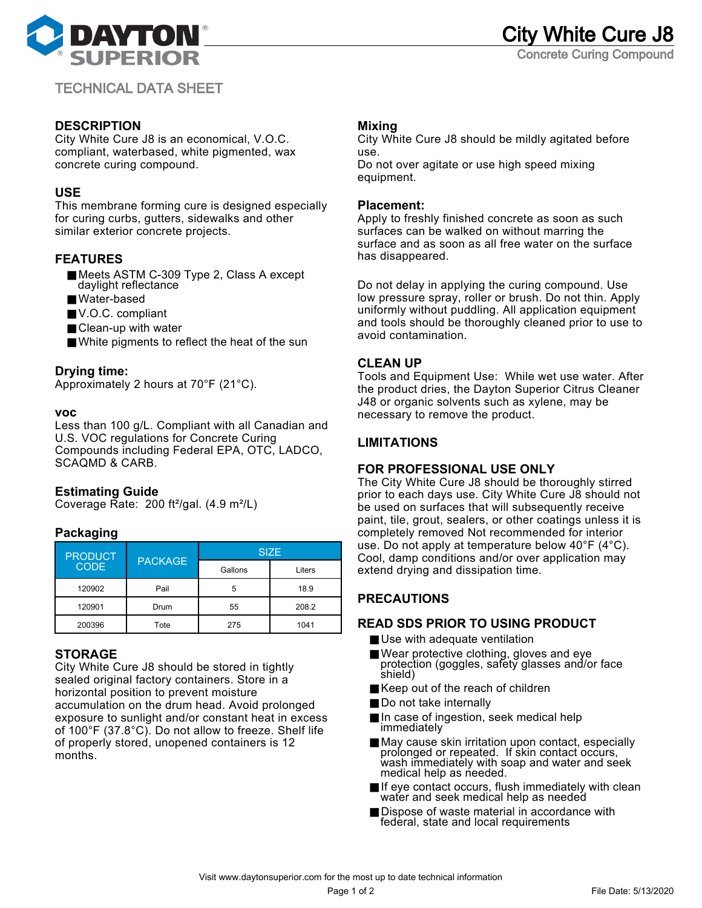# City White Cure J8

Concrete Curing Compound

TECHNICAL DATA SHEET

## DESCRIPTION

City White Cure J8 is an economical, V.O.C. compliant, waterbased, white pigmented, wax concrete curing compound.

## USE

This membrane forming cure is designed especially for curing curbs, gutters, sidewalks and other similar exterior concrete projects.

## FEATURES

- Meets ASTM C-309 Type 2, Class A except daylight reflectance
- Water-based
- V.O.C. compliant
- Clean-up with water
- White pigments to reflect the heat of the sun

## Drying time:

Approximately 2 hours at 70°F (21°C).

## voc

Less than 100 g/L. Compliant with all Canadian and U.S. VOC regulations for Concrete Curing Compounds including Federal EPA, OTC, LADCO, SCAQMD & CARB.

## Estimating Guide

Coverage Rate: 200 ft²/gal. (4.9 m²/L)

## Packaging

| PRODUCT CODE | PACKAGE | SIZE | |
|---|---|---|---|
| | | Gallons | Liters |
| 120902 | Pail | 5 | 18.9 |
| 120901 | Drum | 55 | 208.2 |
| 200396 | Tote | 275 | 1041 |

## STORAGE

City White Cure J8 should be stored in tightly sealed original factory containers. Store in a horizontal position to prevent moisture accumulation on the drum head. Avoid prolonged exposure to sunlight and/or constant heat in excess of 100°F (37.8°C). Do not allow to freeze. Shelf life of properly stored, unopened containers is 12 months.

## Mixing

City White Cure J8 should be mildly agitated before use.
Do not over agitate or use high speed mixing equipment.

## Placement:

Apply to freshly finished concrete as soon as such surfaces can be walked on without marring the surface and as soon as all free water on the surface has disappeared.

Do not delay in applying the curing compound. Use low pressure spray, roller or brush. Do not thin. Apply uniformly without puddling. All application equipment and tools should be thoroughly cleaned prior to use to avoid contamination.

## CLEAN UP

Tools and Equipment Use: While wet use water. After the product dries, the Dayton Superior Citrus Cleaner J48 or organic solvents such as xylene, may be necessary to remove the product.

## LIMITATIONS

## FOR PROFESSIONAL USE ONLY

The City White Cure J8 should be thoroughly stirred prior to each days use. City White Cure J8 should not be used on surfaces that will subsequently receive paint, tile, grout, sealers, or other coatings unless it is completely removed Not recommended for interior use. Do not apply at temperature below 40°F (4°C). Cool, damp conditions and/or over application may extend drying and dissipation time.

## PRECAUTIONS

## READ SDS PRIOR TO USING PRODUCT

- Use with adequate ventilation
- Wear protective clothing, gloves and eye protection (goggles, safety glasses and/or face shield)
- Keep out of the reach of children
- Do not take internally
- In case of ingestion, seek medical help immediately
- May cause skin irritation upon contact, especially prolonged or repeated. If skin contact occurs, wash immediately with soap and water and seek medical help as needed.
- If eye contact occurs, flush immediately with clean water and seek medical help as needed
- Dispose of waste material in accordance with federal, state and local requirements

Visit www.daytonsuperior.com for the most up to date technical information

File Date: 5/13/2020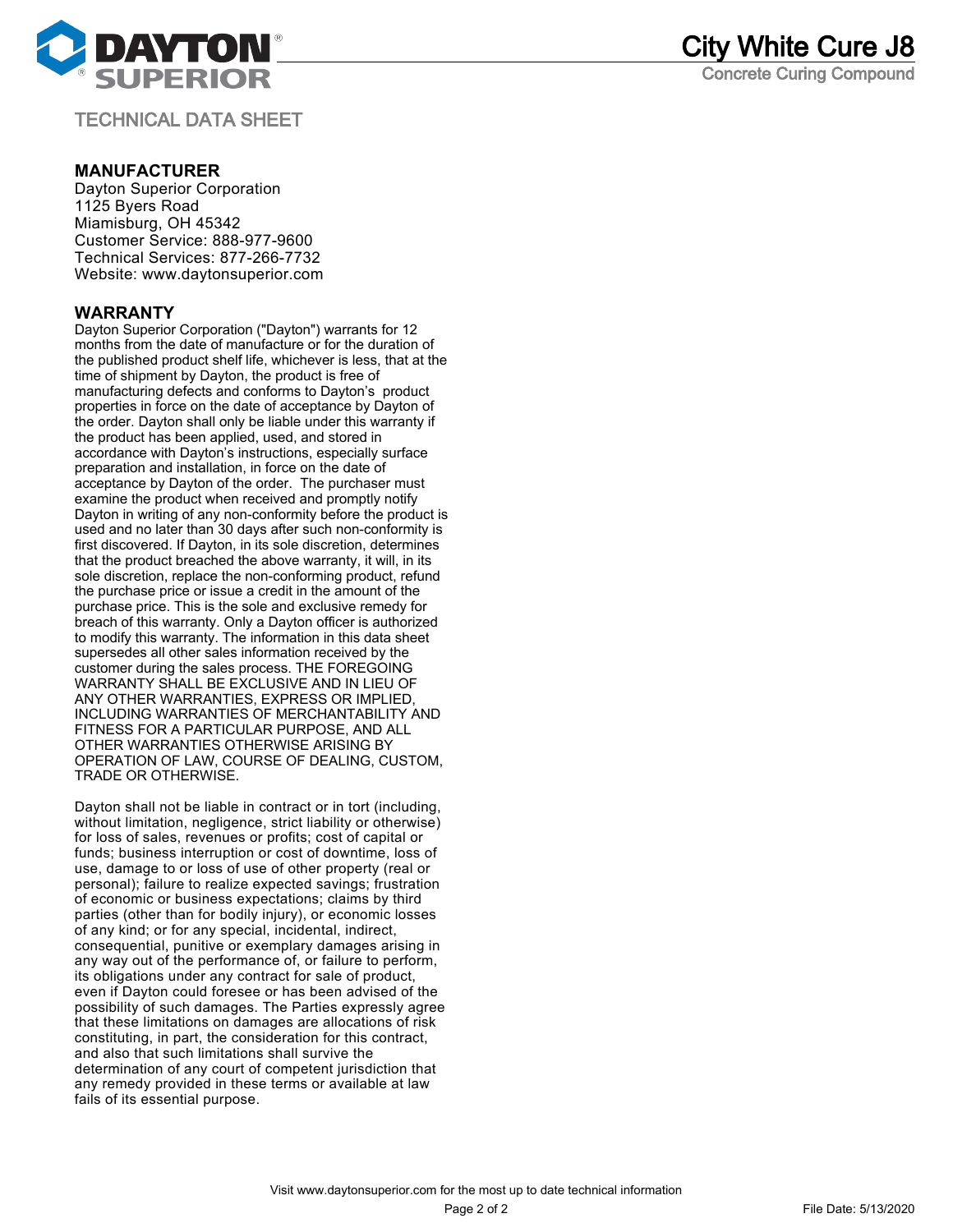## MANUFACTURER

Dayton Superior Corporation
1125 Byers Road
Miamisburg, OH 45342
Customer Service: 888-977-9600
Technical Services: 877-266-7732
Website: www.daytonsuperior.com

## WARRANTY

Dayton Superior Corporation ("Dayton") warrants for 12 months from the date of manufacture or for the duration of the published product shelf life, whichever is less, that at the time of shipment by Dayton, the product is free of manufacturing defects and conforms to Dayton's product properties in force on the date of acceptance by Dayton of the order. Dayton shall only be liable under this warranty if the product has been applied, used, and stored in accordance with Dayton's instructions, especially surface preparation and installation, in force on the date of acceptance by Dayton of the order. The purchaser must examine the product when received and promptly notify Dayton in writing of any non-conformity before the product is used and no later than 30 days after such non-conformity is first discovered. If Dayton, in its sole discretion, determines that the product breached the above warranty, it will, in its sole discretion, replace the non-conforming product, refund the purchase price or issue a credit in the amount of the purchase price. This is the sole and exclusive remedy for breach of this warranty. Only a Dayton officer is authorized to modify this warranty. The information in this data sheet supersedes all other sales information received by the customer during the sales process. THE FOREGOING WARRANTY SHALL BE EXCLUSIVE AND IN LIEU OF ANY OTHER WARRANTIES, EXPRESS OR IMPLIED, INCLUDING WARRANTIES OF MERCHANTABILITY AND FITNESS FOR A PARTICULAR PURPOSE, AND ALL OTHER WARRANTIES OTHERWISE ARISING BY OPERATION OF LAW, COURSE OF DEALING, CUSTOM, TRADE OR OTHERWISE.

Dayton shall not be liable in contract or in tort (including, without limitation, negligence, strict liability or otherwise) for loss of sales, revenues or profits; cost of capital or funds; business interruption or cost of downtime, loss of use, damage to or loss of use of other property (real or personal); failure to realize expected savings; frustration of economic or business expectations; claims by third parties (other than for bodily injury), or economic losses of any kind; or for any special, incidental, indirect, consequential, punitive or exemplary damages arising in any way out of the performance of, or failure to perform, its obligations under any contract for sale of product, even if Dayton could foresee or has been advised of the possibility of such damages. The Parties expressly agree that these limitations on damages are allocations of risk constituting, in part, the consideration for this contract, and also that such limitations shall survive the determination of any court of competent jurisdiction that any remedy provided in these terms or available at law fails of its essential purpose.

Visit www.daytonsuperior.com for the most up to date technical information